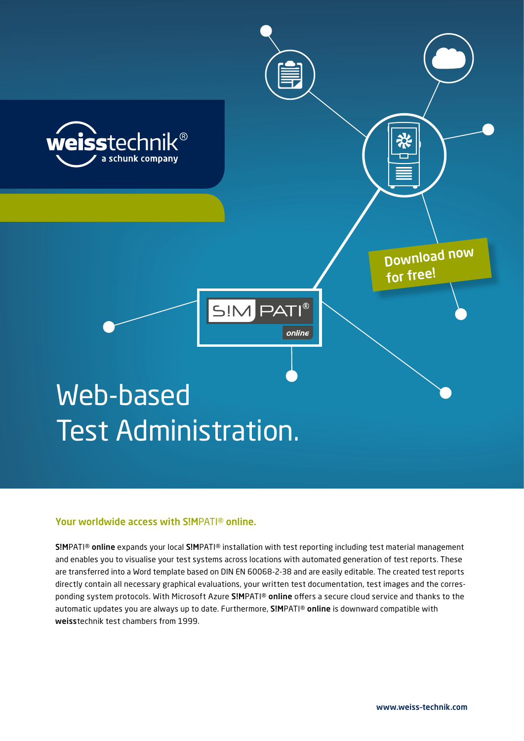weisstechnik®
a schunk company

Download now for free!

S!MPATI® online

# Web-based Test Administration.

## Your worldwide access with S!MPATI® online.

**S!M**PATI® **online** expands your local **S!M**PATI® installation with test reporting including test material management and enables you to visualise your test systems across locations with automated generation of test reports. These are transferred into a Word template based on DIN EN 60068-2-38 and are easily editable. The created test reports directly contain all necessary graphical evaluations, your written test documentation, test images and the corresponding system protocols. With Microsoft Azure **S!M**PATI® **online** offers a secure cloud service and thanks to the automatic updates you are always up to date. Furthermore, **S!M**PATI® **online** is downward compatible with **weiss**technik test chambers from 1999.

**www.weiss-technik.com**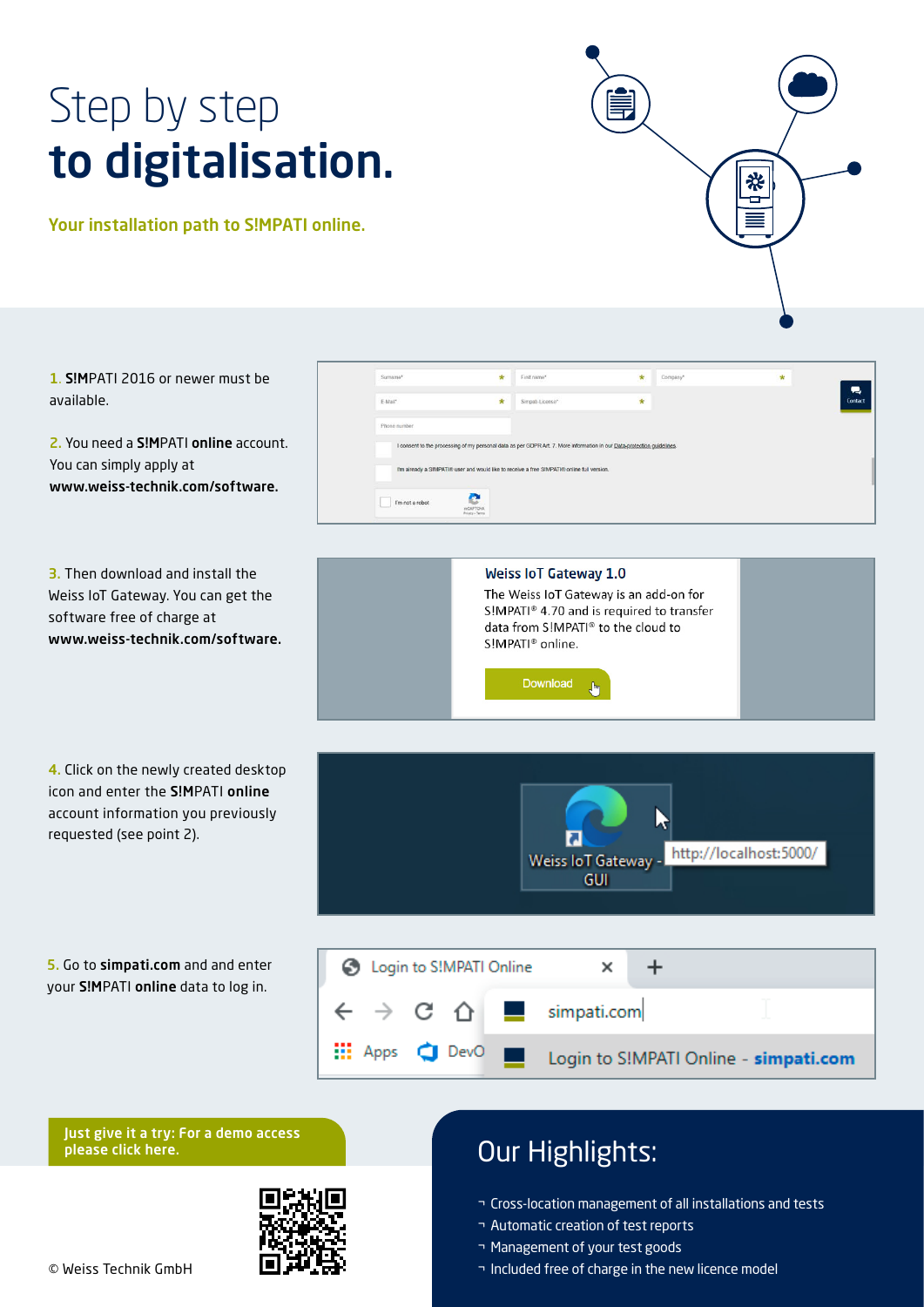# Step by step
# to digitalisation.

Your installation path to S!MPATI online.

1. S!MPATI 2016 or newer must be available.

2. You need a **S!MPATI online** account. You can simply apply at **www.weiss-technik.com/software.**

3. Then download and install the Weiss IoT Gateway. You can get the software free of charge at **www.weiss-technik.com/software.**

Weiss IoT Gateway 1.0

The Weiss IoT Gateway is an add-on for S!MPATI® 4.70 and is required to transfer data from S!MPATI® to the cloud to S!MPATI® online.

Download

4. Click on the newly created desktop icon and enter the **S!MPATI online** account information you previously requested (see point 2).

5. Go to **simpati.com** and and enter your **S!MPATI online** data to log in.

Just give it a try: For a demo access please click here.

© Weiss Technik GmbH

## Our Highlights:

- Cross-location management of all installations and tests
- Automatic creation of test reports
- Management of your test goods
- Included free of charge in the new licence model